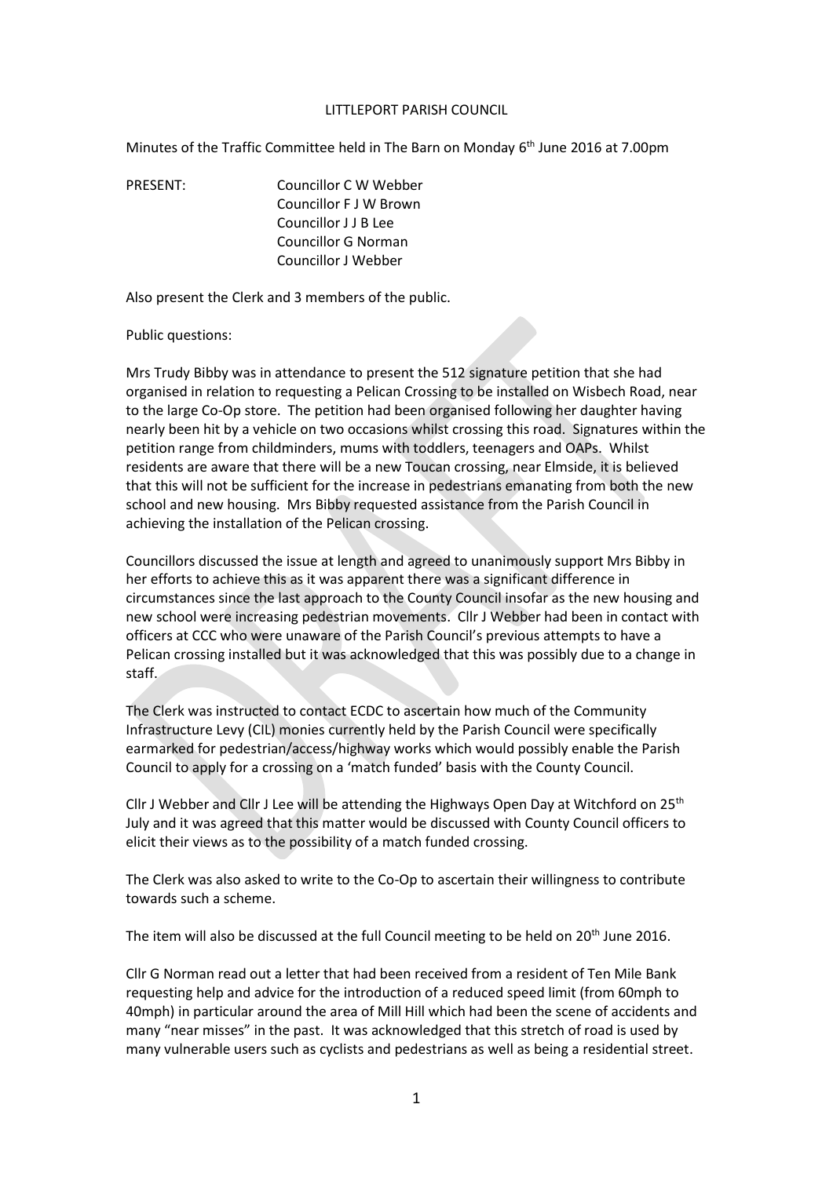# LITTLEPORT PARISH COUNCIL

Minutes of the Traffic Committee held in The Barn on Monday 6th June 2016 at 7.00pm

PRESENT:
Councillor C W Webber
Councillor F J W Brown
Councillor J J B Lee
Councillor G Norman
Councillor J Webber

Also present the Clerk and 3 members of the public.

Public questions:

Mrs Trudy Bibby was in attendance to present the 512 signature petition that she had organised in relation to requesting a Pelican Crossing to be installed on Wisbech Road, near to the large Co-Op store. The petition had been organised following her daughter having nearly been hit by a vehicle on two occasions whilst crossing this road. Signatures within the petition range from childminders, mums with toddlers, teenagers and OAPs. Whilst residents are aware that there will be a new Toucan crossing, near Elmside, it is believed that this will not be sufficient for the increase in pedestrians emanating from both the new school and new housing. Mrs Bibby requested assistance from the Parish Council in achieving the installation of the Pelican crossing.

Councillors discussed the issue at length and agreed to unanimously support Mrs Bibby in her efforts to achieve this as it was apparent there was a significant difference in circumstances since the last approach to the County Council insofar as the new housing and new school were increasing pedestrian movements. Cllr J Webber had been in contact with officers at CCC who were unaware of the Parish Council's previous attempts to have a Pelican crossing installed but it was acknowledged that this was possibly due to a change in staff.

The Clerk was instructed to contact ECDC to ascertain how much of the Community Infrastructure Levy (CIL) monies currently held by the Parish Council were specifically earmarked for pedestrian/access/highway works which would possibly enable the Parish Council to apply for a crossing on a 'match funded' basis with the County Council.

Cllr J Webber and Cllr J Lee will be attending the Highways Open Day at Witchford on 25th July and it was agreed that this matter would be discussed with County Council officers to elicit their views as to the possibility of a match funded crossing.

The Clerk was also asked to write to the Co-Op to ascertain their willingness to contribute towards such a scheme.

The item will also be discussed at the full Council meeting to be held on 20th June 2016.

Cllr G Norman read out a letter that had been received from a resident of Ten Mile Bank requesting help and advice for the introduction of a reduced speed limit (from 60mph to 40mph) in particular around the area of Mill Hill which had been the scene of accidents and many "near misses" in the past. It was acknowledged that this stretch of road is used by many vulnerable users such as cyclists and pedestrians as well as being a residential street.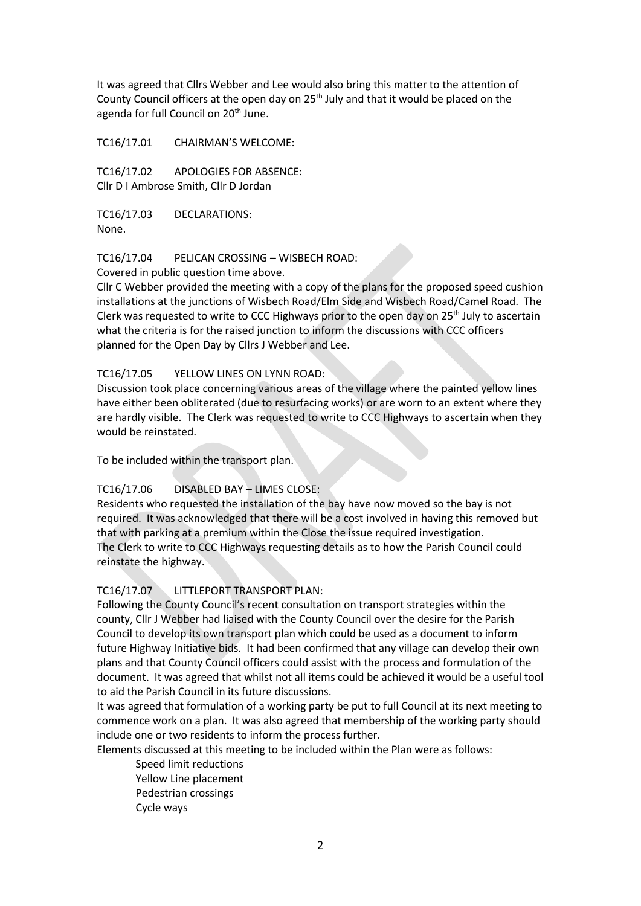It was agreed that Cllrs Webber and Lee would also bring this matter to the attention of County Council officers at the open day on 25th July and that it would be placed on the agenda for full Council on 20th June.

TC16/17.01 CHAIRMAN'S WELCOME:

TC16/17.02 APOLOGIES FOR ABSENCE:
Cllr D I Ambrose Smith, Cllr D Jordan

TC16/17.03 DECLARATIONS:
None.

TC16/17.04 PELICAN CROSSING – WISBECH ROAD:
Covered in public question time above.
Cllr C Webber provided the meeting with a copy of the plans for the proposed speed cushion installations at the junctions of Wisbech Road/Elm Side and Wisbech Road/Camel Road. The Clerk was requested to write to CCC Highways prior to the open day on 25th July to ascertain what the criteria is for the raised junction to inform the discussions with CCC officers planned for the Open Day by Cllrs J Webber and Lee.

TC16/17.05 YELLOW LINES ON LYNN ROAD:
Discussion took place concerning various areas of the village where the painted yellow lines have either been obliterated (due to resurfacing works) or are worn to an extent where they are hardly visible. The Clerk was requested to write to CCC Highways to ascertain when they would be reinstated.

To be included within the transport plan.

TC16/17.06 DISABLED BAY – LIMES CLOSE:
Residents who requested the installation of the bay have now moved so the bay is not required. It was acknowledged that there will be a cost involved in having this removed but that with parking at a premium within the Close the issue required investigation.
The Clerk to write to CCC Highways requesting details as to how the Parish Council could reinstate the highway.

TC16/17.07 LITTLEPORT TRANSPORT PLAN:
Following the County Council's recent consultation on transport strategies within the county, Cllr J Webber had liaised with the County Council over the desire for the Parish Council to develop its own transport plan which could be used as a document to inform future Highway Initiative bids. It had been confirmed that any village can develop their own plans and that County Council officers could assist with the process and formulation of the document. It was agreed that whilst not all items could be achieved it would be a useful tool to aid the Parish Council in its future discussions.
It was agreed that formulation of a working party be put to full Council at its next meeting to commence work on a plan. It was also agreed that membership of the working party should include one or two residents to inform the process further.
Elements discussed at this meeting to be included within the Plan were as follows:

Speed limit reductions
Yellow Line placement
Pedestrian crossings
Cycle ways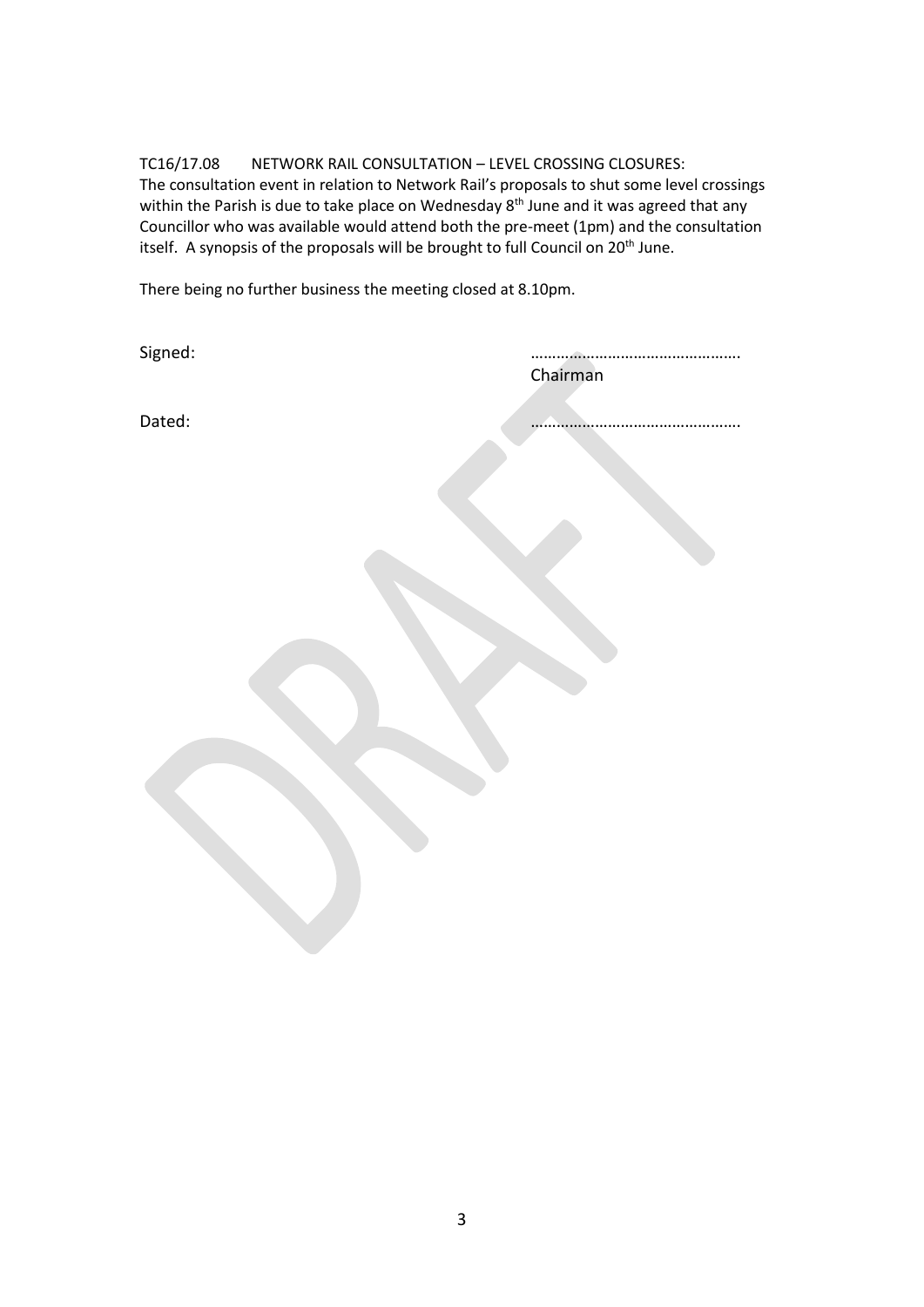TC16/17.08 NETWORK RAIL CONSULTATION – LEVEL CROSSING CLOSURES:
The consultation event in relation to Network Rail's proposals to shut some level crossings within the Parish is due to take place on Wednesday 8th June and it was agreed that any Councillor who was available would attend both the pre-meet (1pm) and the consultation itself. A synopsis of the proposals will be brought to full Council on 20th June.

There being no further business the meeting closed at 8.10pm.

Signed: ………………………………………….
Chairman

Dated: ………………………………………….

DRAFT